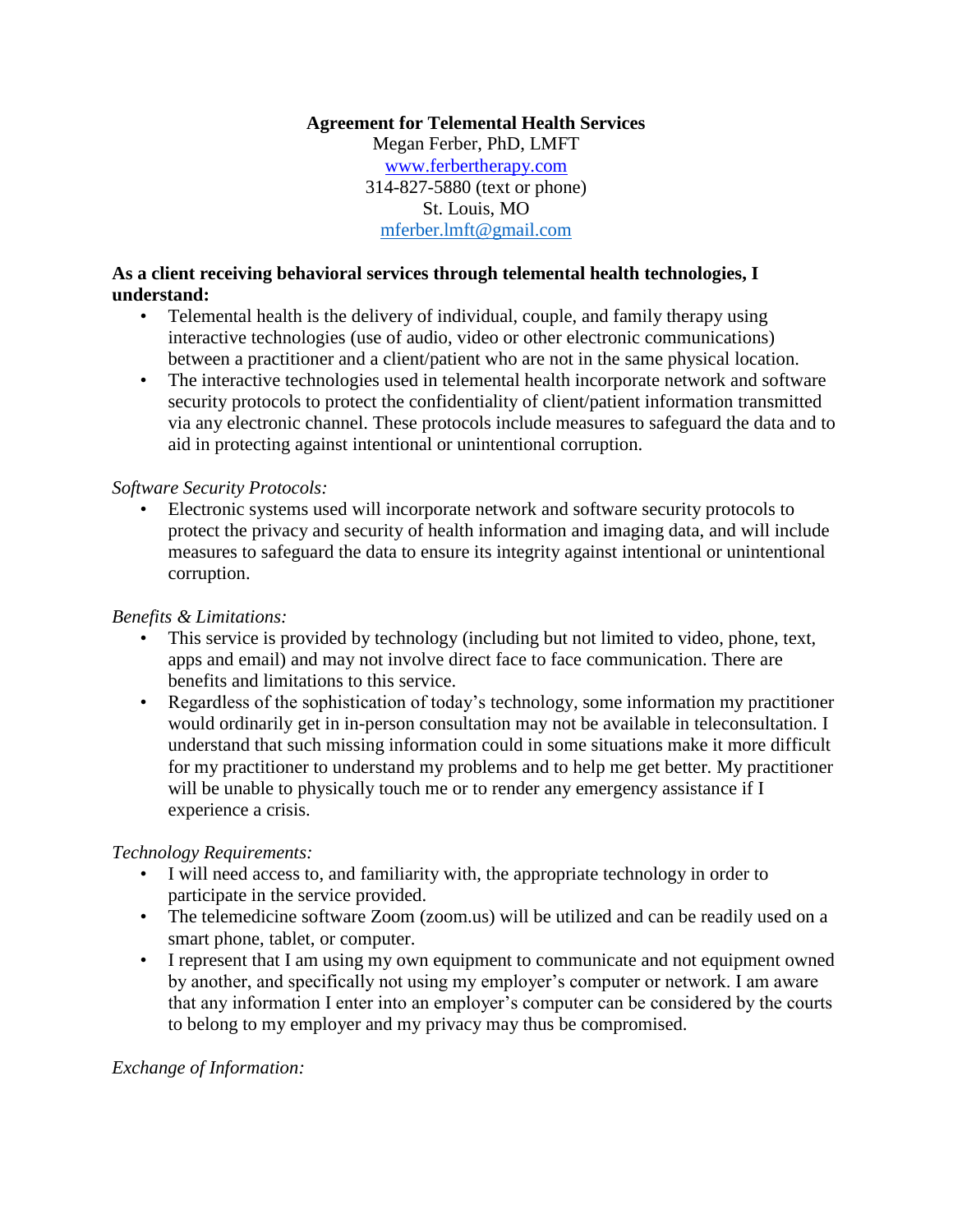**Agreement for Telemental Health Services**

Megan Ferber, PhD, LMFT
www.ferbertherapy.com
314-827-5880 (text or phone)
St. Louis, MO
mferber.lmft@gmail.com

**As a client receiving behavioral services through telemental health technologies, I understand:**

- Telemental health is the delivery of individual, couple, and family therapy using interactive technologies (use of audio, video or other electronic communications) between a practitioner and a client/patient who are not in the same physical location.
- The interactive technologies used in telemental health incorporate network and software security protocols to protect the confidentiality of client/patient information transmitted via any electronic channel. These protocols include measures to safeguard the data and to aid in protecting against intentional or unintentional corruption.

*Software Security Protocols:*

- Electronic systems used will incorporate network and software security protocols to protect the privacy and security of health information and imaging data, and will include measures to safeguard the data to ensure its integrity against intentional or unintentional corruption.

*Benefits & Limitations:*

- This service is provided by technology (including but not limited to video, phone, text, apps and email) and may not involve direct face to face communication. There are benefits and limitations to this service.
- Regardless of the sophistication of today's technology, some information my practitioner would ordinarily get in in-person consultation may not be available in teleconsultation. I understand that such missing information could in some situations make it more difficult for my practitioner to understand my problems and to help me get better. My practitioner will be unable to physically touch me or to render any emergency assistance if I experience a crisis.

*Technology Requirements:*

- I will need access to, and familiarity with, the appropriate technology in order to participate in the service provided.
- The telemedicine software Zoom (zoom.us) will be utilized and can be readily used on a smart phone, tablet, or computer.
- I represent that I am using my own equipment to communicate and not equipment owned by another, and specifically not using my employer's computer or network. I am aware that any information I enter into an employer's computer can be considered by the courts to belong to my employer and my privacy may thus be compromised.

*Exchange of Information:*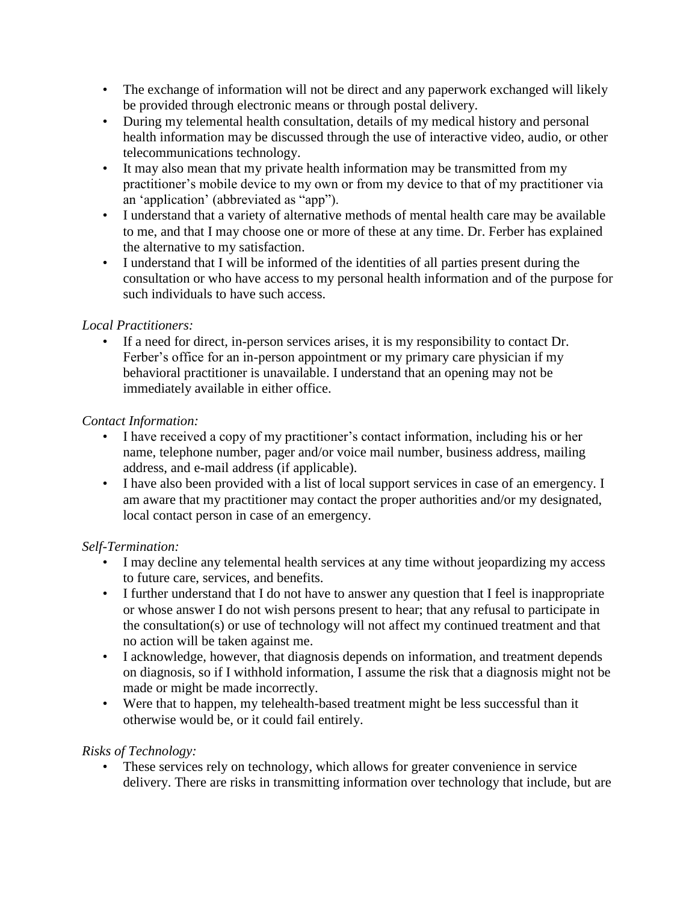- The exchange of information will not be direct and any paperwork exchanged will likely be provided through electronic means or through postal delivery.
- During my telemental health consultation, details of my medical history and personal health information may be discussed through the use of interactive video, audio, or other telecommunications technology.
- It may also mean that my private health information may be transmitted from my practitioner's mobile device to my own or from my device to that of my practitioner via an 'application' (abbreviated as "app").
- I understand that a variety of alternative methods of mental health care may be available to me, and that I may choose one or more of these at any time. Dr. Ferber has explained the alternative to my satisfaction.
- I understand that I will be informed of the identities of all parties present during the consultation or who have access to my personal health information and of the purpose for such individuals to have such access.

*Local Practitioners:*

- If a need for direct, in-person services arises, it is my responsibility to contact Dr. Ferber's office for an in-person appointment or my primary care physician if my behavioral practitioner is unavailable. I understand that an opening may not be immediately available in either office.

*Contact Information:*

- I have received a copy of my practitioner's contact information, including his or her name, telephone number, pager and/or voice mail number, business address, mailing address, and e-mail address (if applicable).
- I have also been provided with a list of local support services in case of an emergency. I am aware that my practitioner may contact the proper authorities and/or my designated, local contact person in case of an emergency.

*Self-Termination:*

- I may decline any telemental health services at any time without jeopardizing my access to future care, services, and benefits.
- I further understand that I do not have to answer any question that I feel is inappropriate or whose answer I do not wish persons present to hear; that any refusal to participate in the consultation(s) or use of technology will not affect my continued treatment and that no action will be taken against me.
- I acknowledge, however, that diagnosis depends on information, and treatment depends on diagnosis, so if I withhold information, I assume the risk that a diagnosis might not be made or might be made incorrectly.
- Were that to happen, my telehealth-based treatment might be less successful than it otherwise would be, or it could fail entirely.

*Risks of Technology:*

- These services rely on technology, which allows for greater convenience in service delivery. There are risks in transmitting information over technology that include, but are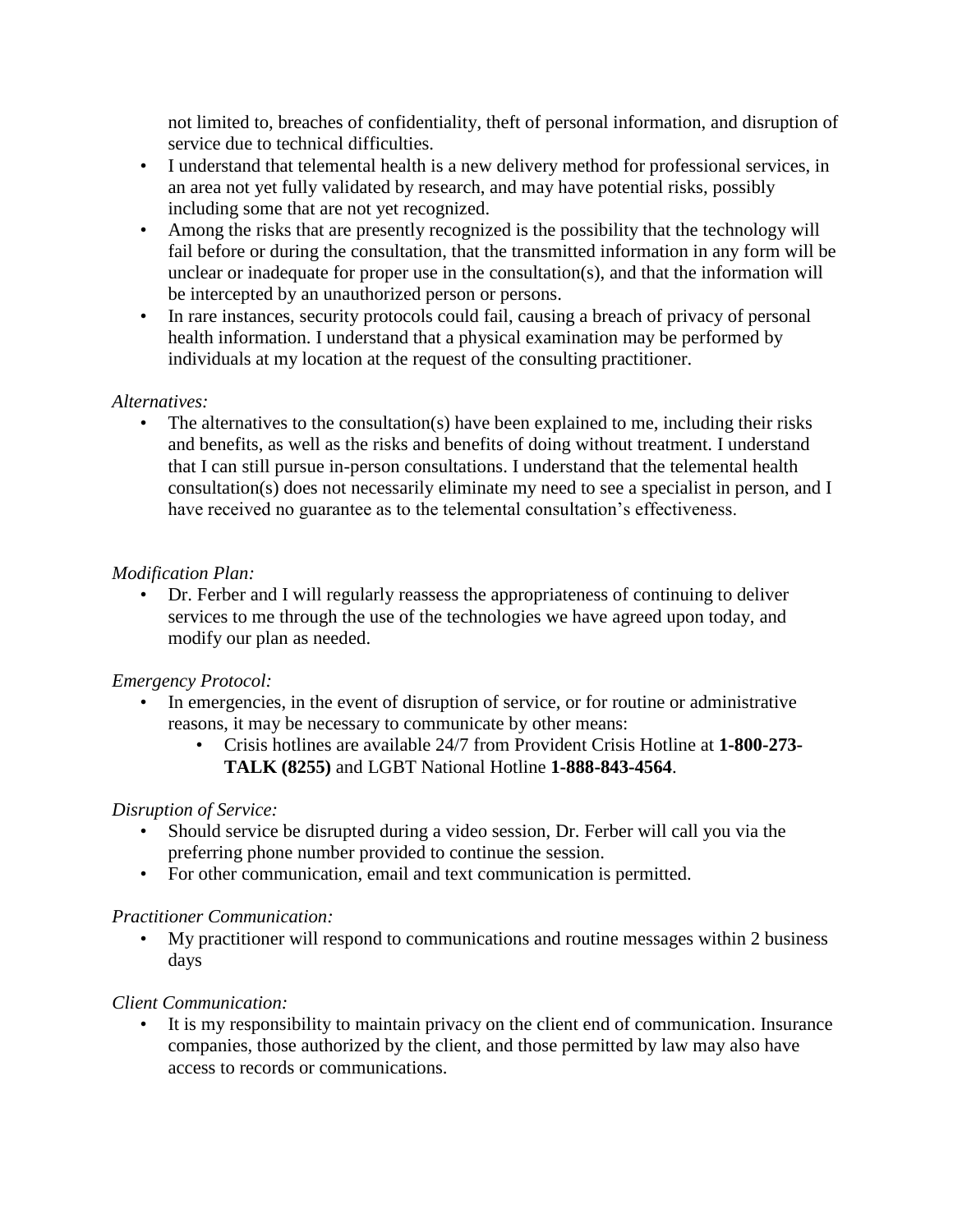not limited to, breaches of confidentiality, theft of personal information, and disruption of service due to technical difficulties.

- I understand that telemental health is a new delivery method for professional services, in an area not yet fully validated by research, and may have potential risks, possibly including some that are not yet recognized.
- Among the risks that are presently recognized is the possibility that the technology will fail before or during the consultation, that the transmitted information in any form will be unclear or inadequate for proper use in the consultation(s), and that the information will be intercepted by an unauthorized person or persons.
- In rare instances, security protocols could fail, causing a breach of privacy of personal health information. I understand that a physical examination may be performed by individuals at my location at the request of the consulting practitioner.

*Alternatives:*

- The alternatives to the consultation(s) have been explained to me, including their risks and benefits, as well as the risks and benefits of doing without treatment. I understand that I can still pursue in-person consultations. I understand that the telemental health consultation(s) does not necessarily eliminate my need to see a specialist in person, and I have received no guarantee as to the telemental consultation's effectiveness.

*Modification Plan:*

- Dr. Ferber and I will regularly reassess the appropriateness of continuing to deliver services to me through the use of the technologies we have agreed upon today, and modify our plan as needed.

*Emergency Protocol:*

- In emergencies, in the event of disruption of service, or for routine or administrative reasons, it may be necessary to communicate by other means:
  - Crisis hotlines are available 24/7 from Provident Crisis Hotline at **1-800-273-TALK (8255)** and LGBT National Hotline **1-888-843-4564**.

*Disruption of Service:*

- Should service be disrupted during a video session, Dr. Ferber will call you via the preferring phone number provided to continue the session.
- For other communication, email and text communication is permitted.

*Practitioner Communication:*

- My practitioner will respond to communications and routine messages within 2 business days

*Client Communication:*

- It is my responsibility to maintain privacy on the client end of communication. Insurance companies, those authorized by the client, and those permitted by law may also have access to records or communications.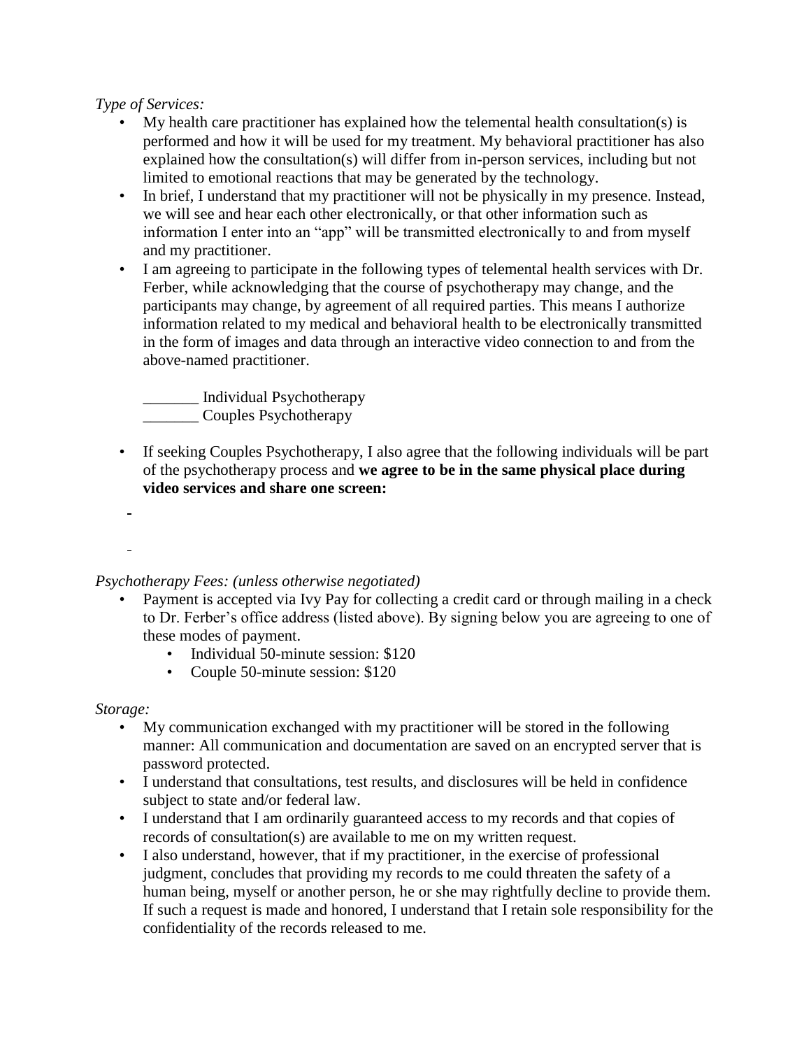*Type of Services:*

- My health care practitioner has explained how the telemental health consultation(s) is performed and how it will be used for my treatment. My behavioral practitioner has also explained how the consultation(s) will differ from in-person services, including but not limited to emotional reactions that may be generated by the technology.
- In brief, I understand that my practitioner will not be physically in my presence. Instead, we will see and hear each other electronically, or that other information such as information I enter into an "app" will be transmitted electronically to and from myself and my practitioner.
- I am agreeing to participate in the following types of telemental health services with Dr. Ferber, while acknowledging that the course of psychotherapy may change, and the participants may change, by agreement of all required parties. This means I authorize information related to my medical and behavioral health to be electronically transmitted in the form of images and data through an interactive video connection to and from the above-named practitioner.

  _______ Individual Psychotherapy
  _______ Couples Psychotherapy

- If seeking Couples Psychotherapy, I also agree that the following individuals will be part of the psychotherapy process and **we agree to be in the same physical place during video services and share one screen:**

  -

  -

*Psychotherapy Fees: (unless otherwise negotiated)*

- Payment is accepted via Ivy Pay for collecting a credit card or through mailing in a check to Dr. Ferber's office address (listed above). By signing below you are agreeing to one of these modes of payment.
  - Individual 50-minute session: $120
  - Couple 50-minute session: $120

*Storage:*

- My communication exchanged with my practitioner will be stored in the following manner: All communication and documentation are saved on an encrypted server that is password protected.
- I understand that consultations, test results, and disclosures will be held in confidence subject to state and/or federal law.
- I understand that I am ordinarily guaranteed access to my records and that copies of records of consultation(s) are available to me on my written request.
- I also understand, however, that if my practitioner, in the exercise of professional judgment, concludes that providing my records to me could threaten the safety of a human being, myself or another person, he or she may rightfully decline to provide them. If such a request is made and honored, I understand that I retain sole responsibility for the confidentiality of the records released to me.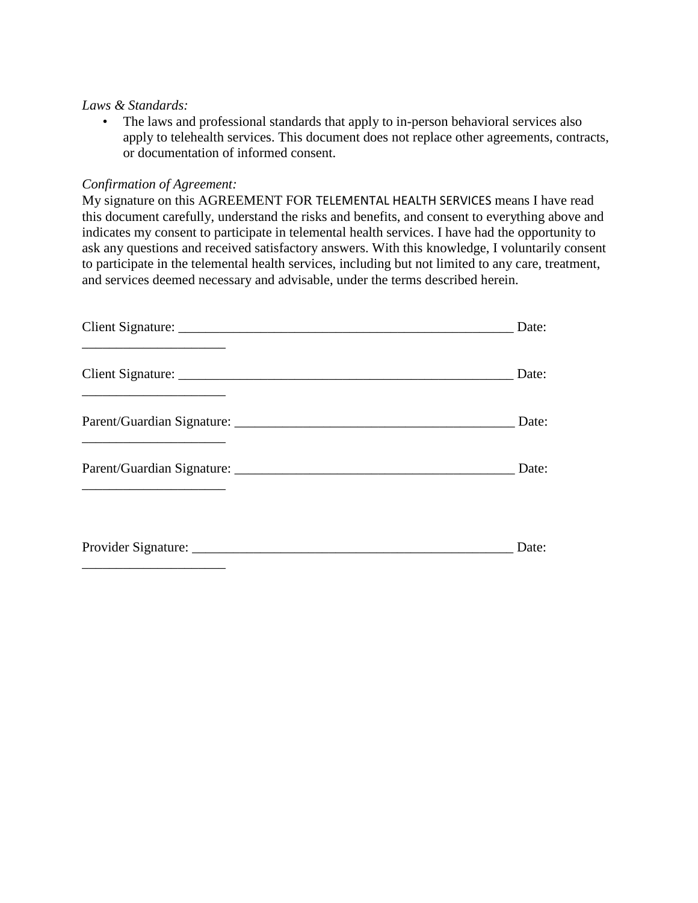*Laws & Standards:*

- The laws and professional standards that apply to in-person behavioral services also apply to telehealth services. This document does not replace other agreements, contracts, or documentation of informed consent.

*Confirmation of Agreement:*

My signature on this AGREEMENT FOR TELEMENTAL HEALTH SERVICES means I have read this document carefully, understand the risks and benefits, and consent to everything above and indicates my consent to participate in telemental health services. I have had the opportunity to ask any questions and received satisfactory answers. With this knowledge, I voluntarily consent to participate in the telemental health services, including but not limited to any care, treatment, and services deemed necessary and advisable, under the terms described herein.

Client Signature: ___________________________________________________ Date: _____________________

Client Signature: ___________________________________________________ Date: _____________________

Parent/Guardian Signature: __________________________________________ Date: _____________________

Parent/Guardian Signature: __________________________________________ Date: _____________________

Provider Signature: _________________________________________________ Date: _____________________